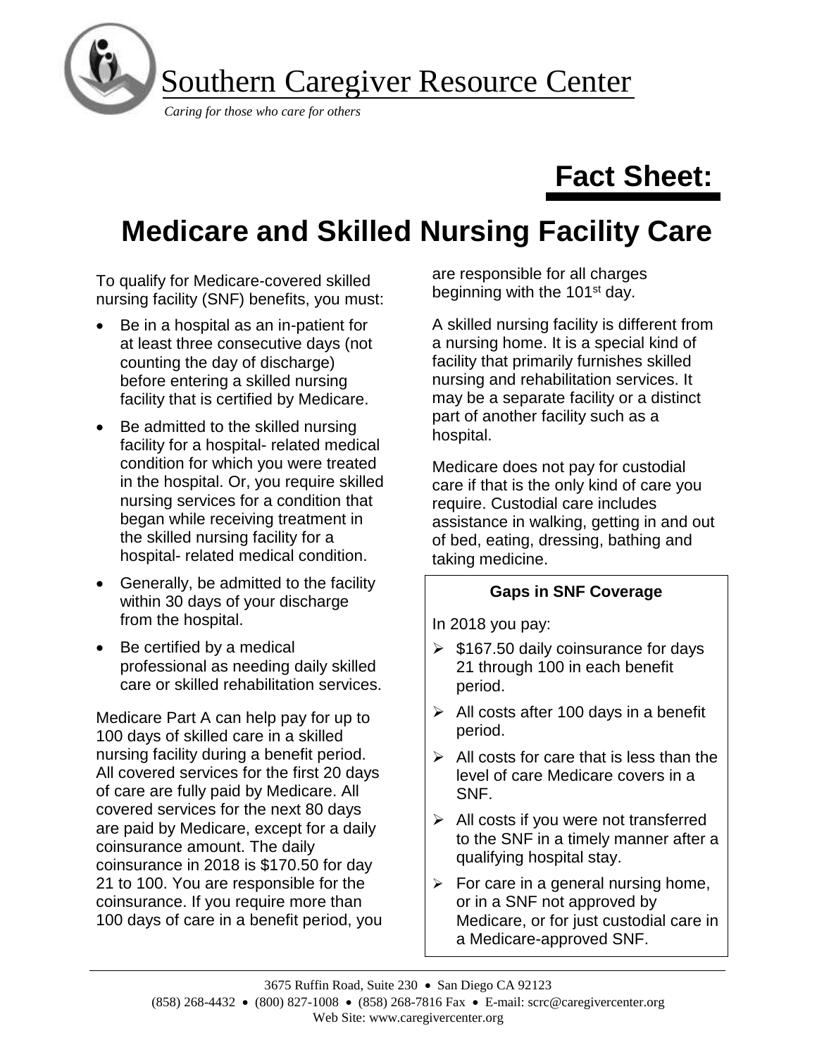Southern Caregiver Resource Center

*Caring for those who care for others*

# Fact Sheet:

# Medicare and Skilled Nursing Facility Care

To qualify for Medicare-covered skilled nursing facility (SNF) benefits, you must:

- Be in a hospital as an in-patient for at least three consecutive days (not counting the day of discharge) before entering a skilled nursing facility that is certified by Medicare.
- Be admitted to the skilled nursing facility for a hospital- related medical condition for which you were treated in the hospital. Or, you require skilled nursing services for a condition that began while receiving treatment in the skilled nursing facility for a hospital- related medical condition.
- Generally, be admitted to the facility within 30 days of your discharge from the hospital.
- Be certified by a medical professional as needing daily skilled care or skilled rehabilitation services.

Medicare Part A can help pay for up to 100 days of skilled care in a skilled nursing facility during a benefit period. All covered services for the first 20 days of care are fully paid by Medicare. All covered services for the next 80 days are paid by Medicare, except for a daily coinsurance amount. The daily coinsurance in 2018 is $170.50 for day 21 to 100. You are responsible for the coinsurance. If you require more than 100 days of care in a benefit period, you are responsible for all charges beginning with the 101st day.

A skilled nursing facility is different from a nursing home. It is a special kind of facility that primarily furnishes skilled nursing and rehabilitation services. It may be a separate facility or a distinct part of another facility such as a hospital.

Medicare does not pay for custodial care if that is the only kind of care you require. Custodial care includes assistance in walking, getting in and out of bed, eating, dressing, bathing and taking medicine.

**Gaps in SNF Coverage**

In 2018 you pay:

- $167.50 daily coinsurance for days 21 through 100 in each benefit period.
- All costs after 100 days in a benefit period.
- All costs for care that is less than the level of care Medicare covers in a SNF.
- All costs if you were not transferred to the SNF in a timely manner after a qualifying hospital stay.
- For care in a general nursing home, or in a SNF not approved by Medicare, or for just custodial care in a Medicare-approved SNF.

3675 Ruffin Road, Suite 230 • San Diego CA 92123
(858) 268-4432 • (800) 827-1008 • (858) 268-7816 Fax • E-mail: scrc@caregivercenter.org
Web Site: www.caregivercenter.org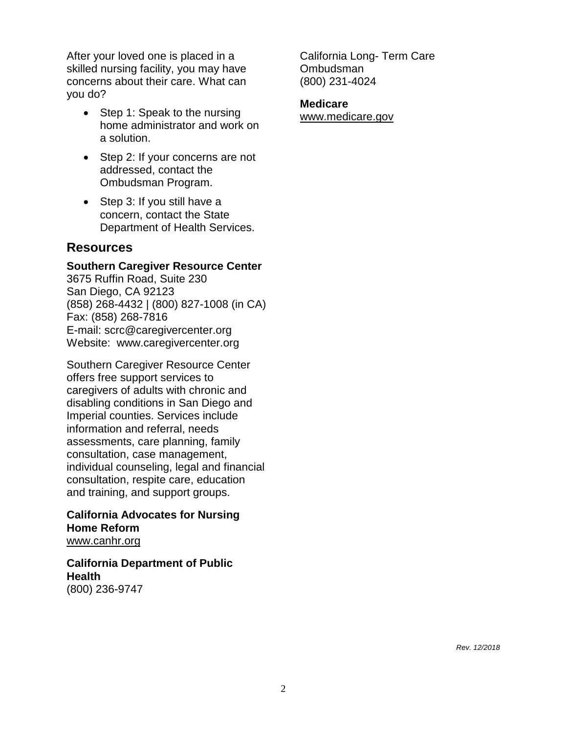After your loved one is placed in a skilled nursing facility, you may have concerns about their care. What can you do?

- Step 1: Speak to the nursing home administrator and work on a solution.
- Step 2: If your concerns are not addressed, contact the Ombudsman Program.
- Step 3: If you still have a concern, contact the State Department of Health Services.

## Resources

**Southern Caregiver Resource Center**
3675 Ruffin Road, Suite 230
San Diego, CA 92123
(858) 268-4432 | (800) 827-1008 (in CA)
Fax: (858) 268-7816
E-mail: scrc@caregivercenter.org
Website: www.caregivercenter.org

Southern Caregiver Resource Center offers free support services to caregivers of adults with chronic and disabling conditions in San Diego and Imperial counties. Services include information and referral, needs assessments, care planning, family consultation, case management, individual counseling, legal and financial consultation, respite care, education and training, and support groups.

**California Advocates for Nursing Home Reform**
www.canhr.org

**California Department of Public Health**
(800) 236-9747

California Long- Term Care Ombudsman
(800) 231-4024

**Medicare**
www.medicare.gov

*Rev. 12/2018*